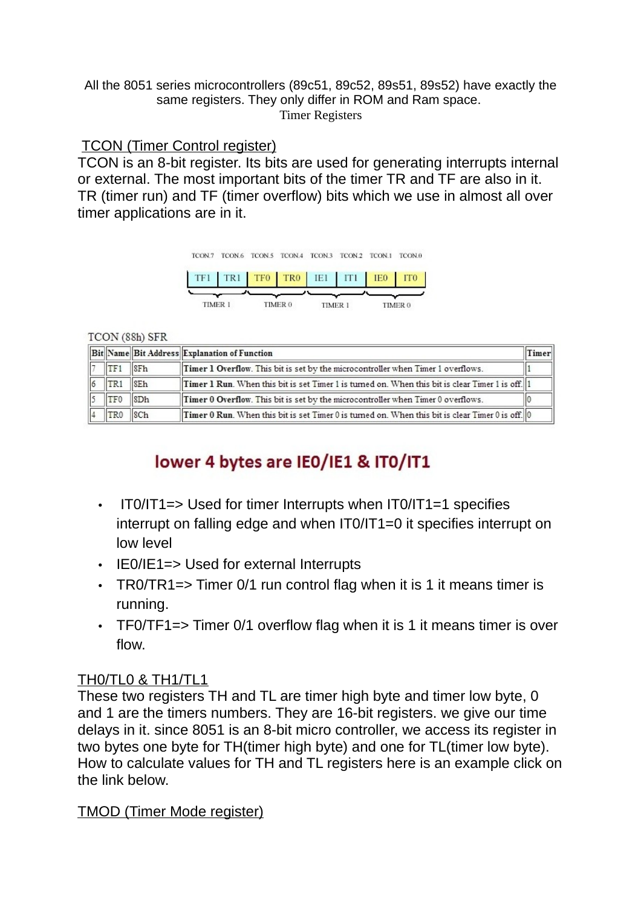All the 8051 series microcontrollers (89c51, 89c52, 89s51, 89s52) have exactly the same registers. They only differ in ROM and Ram space.

Timer Registers

## TCON (Timer Control register)

TCON is an 8-bit register. Its bits are used for generating interrupts internal or external. The most important bits of the timer TR and TF are also in it. TR (timer run) and TF (timer overflow) bits which we use in almost all over timer applications are in it.

| TCON.7 | TCON.6 | TCON.5 | TCON.4 | TCON.3 | TCON.2 | TCON.1 | TCON.0 |
|---|---|---|---|---|---|---|---|
| TF1 | TR1 | TF0 | TR0 | IE1 | IT1 | IE0 | IT0 |
| TIMER 1 | | TIMER 0 | | TIMER 1 | | TIMER 0 | |

TCON (88h) SFR

| Bit | Name | Bit Address | Explanation of Function | Timer |
|---|---|---|---|---|
| 7 | TF1 | 8Fh | **Timer 1 Overflow**. This bit is set by the microcontroller when Timer 1 overflows. | 1 |
| 6 | TR1 | 8Eh | **Timer 1 Run**. When this bit is set Timer 1 is turned on. When this bit is clear Timer 1 is off. | 1 |
| 5 | TF0 | 8Dh | **Timer 0 Overflow**. This bit is set by the microcontroller when Timer 0 overflows. | 0 |
| 4 | TR0 | 8Ch | **Timer 0 Run**. When this bit is set Timer 0 is turned on. When this bit is clear Timer 0 is off. | 0 |

**lower 4 bytes are IE0/IE1 & IT0/IT1**

- IT0/IT1=> Used for timer Interrupts when IT0/IT1=1 specifies interrupt on falling edge and when IT0/IT1=0 it specifies interrupt on low level
- IE0/IE1=> Used for external Interrupts
- TR0/TR1=> Timer 0/1 run control flag when it is 1 it means timer is running.
- TF0/TF1=> Timer 0/1 overflow flag when it is 1 it means timer is over flow.

## TH0/TL0 & TH1/TL1

These two registers TH and TL are timer high byte and timer low byte, 0 and 1 are the timers numbers. They are 16-bit registers. we give our time delays in it. since 8051 is an 8-bit micro controller, we access its register in two bytes one byte for TH(timer high byte) and one for TL(timer low byte). How to calculate values for TH and TL registers here is an example click on the link below.

## TMOD (Timer Mode register)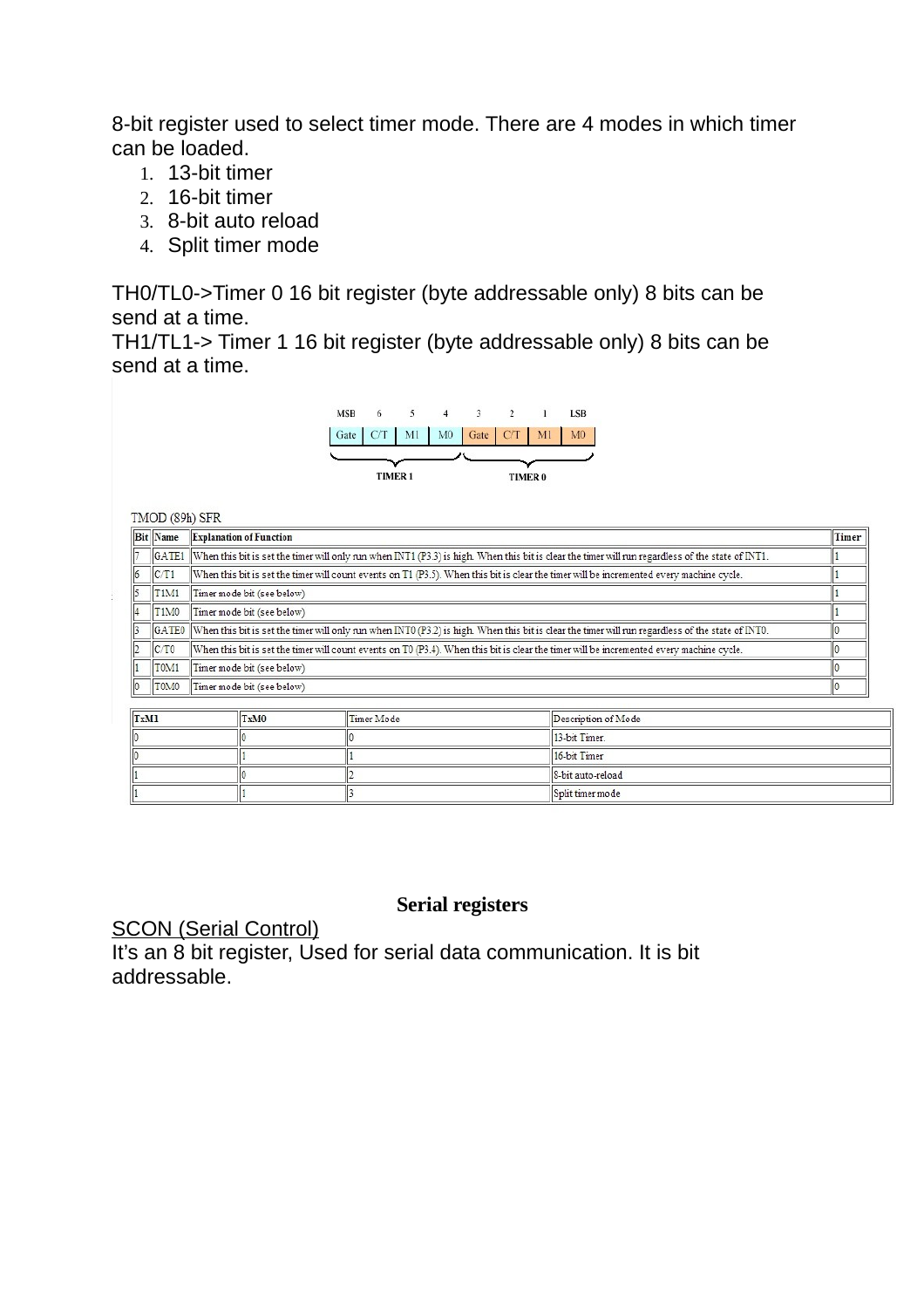8-bit register used to select timer mode. There are 4 modes in which timer can be loaded.

1. 13-bit timer
2. 16-bit timer
3. 8-bit auto reload
4. Split timer mode

TH0/TL0->Timer 0 16 bit register (byte addressable only) 8 bits can be send at a time.
TH1/TL1-> Timer 1 16 bit register (byte addressable only) 8 bits can be send at a time.

| MSB | 6 | 5 | 4 | 3 | 2 | 1 | LSB |
|---|---|---|---|---|---|---|---|
| Gate | C/T | M1 | M0 | Gate | C/T | M1 | M0 |
| TIMER 1 | | | | TIMER 0 | | | |

TMOD (89h) SFR

| Bit | Name | Explanation of Function | Timer |
|---|---|---|---|
| 7 | GATE1 | When this bit is set the timer will only run when INT1 (P3.3) is high. When this bit is clear the timer will run regardless of the state of INT1. | 1 |
| 6 | C/T1 | When this bit is set the timer will count events on T1 (P3.5). When this bit is clear the timer will be incremented every machine cycle. | 1 |
| 5 | T1M1 | Timer mode bit (see below) | 1 |
| 4 | T1M0 | Timer mode bit (see below) | 1 |
| 3 | GATE0 | When this bit is set the timer will only run when INT0 (P3.2) is high. When this bit is clear the timer will run regardless of the state of INT0. | 0 |
| 2 | C/T0 | When this bit is set the timer will count events on T0 (P3.4). When this bit is clear the timer will be incremented every machine cycle. | 0 |
| 1 | T0M1 | Timer mode bit (see below) | 0 |
| 0 | T0M0 | Timer mode bit (see below) | 0 |

| TxM1 | TxM0 | Timer Mode | Description of Mode |
|---|---|---|---|
| 0 | 0 | 0 | 13-bit Timer. |
| 0 | 1 | 1 | 16-bit Timer |
| 1 | 0 | 2 | 8-bit auto-reload |
| 1 | 1 | 3 | Split timer mode |

## Serial registers

SCON (Serial Control)

It's an 8 bit register, Used for serial data communication. It is bit addressable.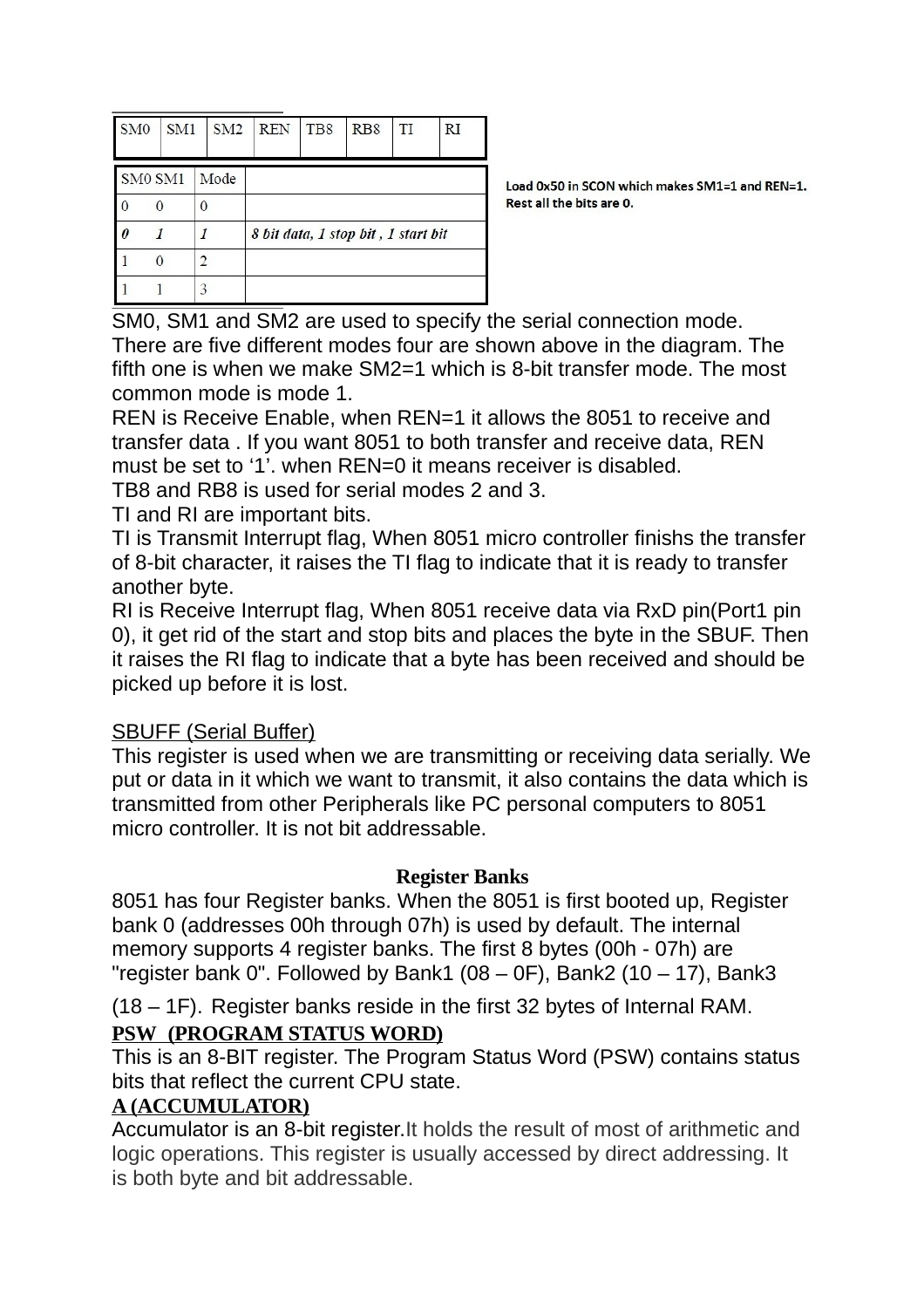| SM0 | SM1 | SM2 | REN | TB8 | RB8 | TI | RI |
|---|---|---|---|---|---|---|---|

| SM0 SM1 | Mode | |
|---|---|---|
| 0 0 | 0 | |
| *0 1* | *1* | *8 bit data, 1 stop bit , 1 start bit* |
| 1 0 | 2 | |
| 1 1 | 3 | |

**Load 0x50 in SCON which makes SM1=1 and REN=1. Rest all the bits are 0.**

SM0, SM1 and SM2 are used to specify the serial connection mode. There are five different modes four are shown above in the diagram. The fifth one is when we make SM2=1 which is 8-bit transfer mode. The most common mode is mode 1.

REN is Receive Enable, when REN=1 it allows the 8051 to receive and transfer data . If you want 8051 to both transfer and receive data, REN must be set to '1'. when REN=0 it means receiver is disabled.

TB8 and RB8 is used for serial modes 2 and 3.

TI and RI are important bits.

TI is Transmit Interrupt flag, When 8051 micro controller finishs the transfer of 8-bit character, it raises the TI flag to indicate that it is ready to transfer another byte.

RI is Receive Interrupt flag, When 8051 receive data via RxD pin(Port1 pin 0), it get rid of the start and stop bits and places the byte in the SBUF. Then it raises the RI flag to indicate that a byte has been received and should be picked up before it is lost.

SBUFF (Serial Buffer)

This register is used when we are transmitting or receiving data serially. We put or data in it which we want to transmit, it also contains the data which is transmitted from other Peripherals like PC personal computers to 8051 micro controller. It is not bit addressable.

## Register Banks

8051 has four Register banks. When the 8051 is first booted up, Register bank 0 (addresses 00h through 07h) is used by default. The internal memory supports 4 register banks. The first 8 bytes (00h - 07h) are "register bank 0". Followed by Bank1 (08 – 0F), Bank2 (10 – 17), Bank3 (18 – 1F). Register banks reside in the first 32 bytes of Internal RAM.

**PSW (PROGRAM STATUS WORD)**

This is an 8-BIT register. The Program Status Word (PSW) contains status bits that reflect the current CPU state.

**A (ACCUMULATOR)**

Accumulator is an 8-bit register.It holds the result of most of arithmetic and logic operations. This register is usually accessed by direct addressing. It is both byte and bit addressable.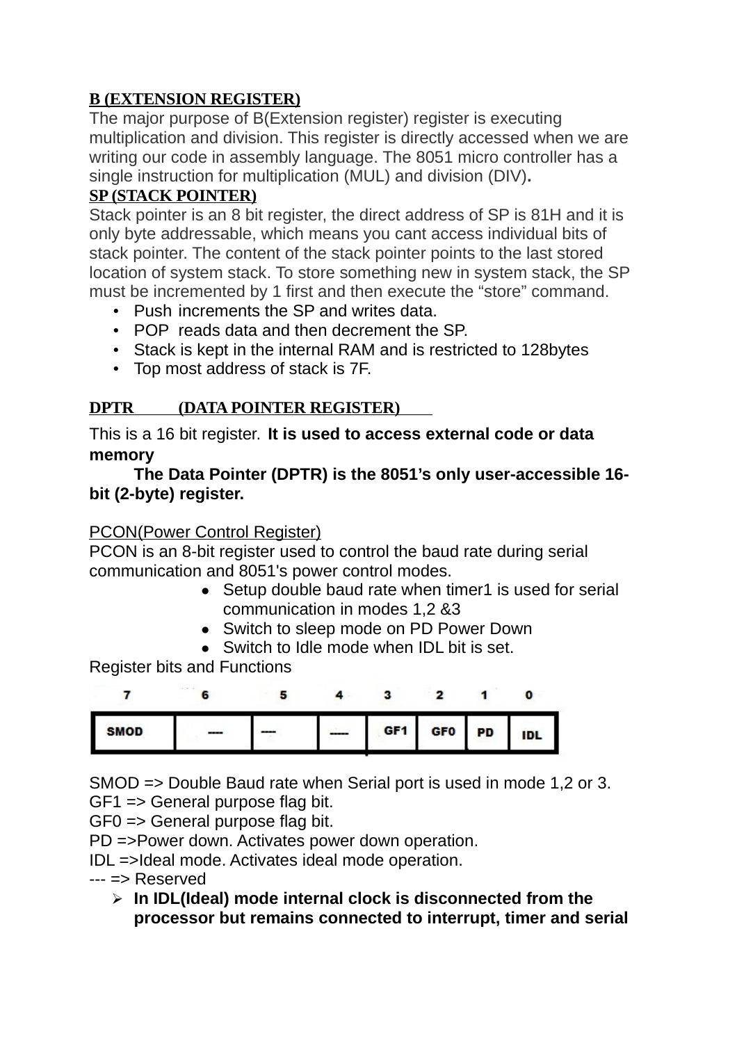**B (EXTENSION REGISTER)**

The major purpose of B(Extension register) register is executing multiplication and division. This register is directly accessed when we are writing our code in assembly language. The 8051 micro controller has a single instruction for multiplication (MUL) and division (DIV)**.**

**SP (STACK POINTER)**

Stack pointer is an 8 bit register, the direct address of SP is 81H and it is only byte addressable, which means you cant access individual bits of stack pointer. The content of the stack pointer points to the last stored location of system stack. To store something new in system stack, the SP must be incremented by 1 first and then execute the "store" command.

- Push increments the SP and writes data.
- POP reads data and then decrement the SP.
- Stack is kept in the internal RAM and is restricted to 128bytes
- Top most address of stack is 7F.

**DPTR (DATA POINTER REGISTER)**

This is a 16 bit register. **It is used to access external code or data memory**

**The Data Pointer (DPTR) is the 8051's only user-accessible 16-bit (2-byte) register.**

PCON(Power Control Register)

PCON is an 8-bit register used to control the baud rate during serial communication and 8051's power control modes.

- Setup double baud rate when timer1 is used for serial communication in modes 1,2 &3
- Switch to sleep mode on PD Power Down
- Switch to Idle mode when IDL bit is set.

Register bits and Functions

| 7 | 6 | 5 | 4 | 3 | 2 | 1 | 0 |
|---|---|---|---|---|---|---|---|
| SMOD | --- | --- | --- | GF1 | GF0 | PD | IDL |

SMOD => Double Baud rate when Serial port is used in mode 1,2 or 3.
GF1 => General purpose flag bit.
GF0 => General purpose flag bit.
PD =>Power down. Activates power down operation.
IDL =>Ideal mode. Activates ideal mode operation.
--- => Reserved

- **In IDL(Ideal) mode internal clock is disconnected from the processor but remains connected to interrupt, timer and serial**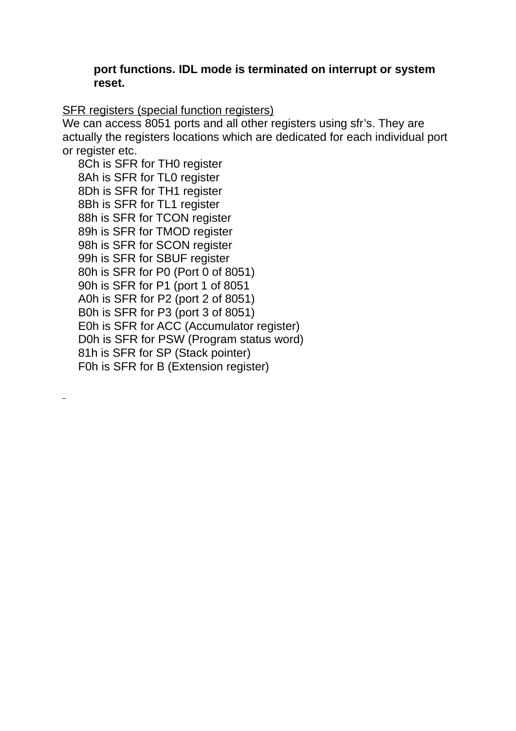**port functions. IDL mode is terminated on interrupt or system reset.**

<u>SFR registers (special function registers)</u>

We can access 8051 ports and all other registers using sfr's. They are actually the registers locations which are dedicated for each individual port or register etc.

- 8Ch is SFR for TH0 register
- 8Ah is SFR for TL0 register
- 8Dh is SFR for TH1 register
- 8Bh is SFR for TL1 register
- 88h is SFR for TCON register
- 89h is SFR for TMOD register
- 98h is SFR for SCON register
- 99h is SFR for SBUF register
- 80h is SFR for P0 (Port 0 of 8051)
- 90h is SFR for P1 (port 1 of 8051
- A0h is SFR for P2 (port 2 of 8051)
- B0h is SFR for P3 (port 3 of 8051)
- E0h is SFR for ACC (Accumulator register)
- D0h is SFR for PSW (Program status word)
- 81h is SFR for SP (Stack pointer)
- F0h is SFR for B (Extension register)